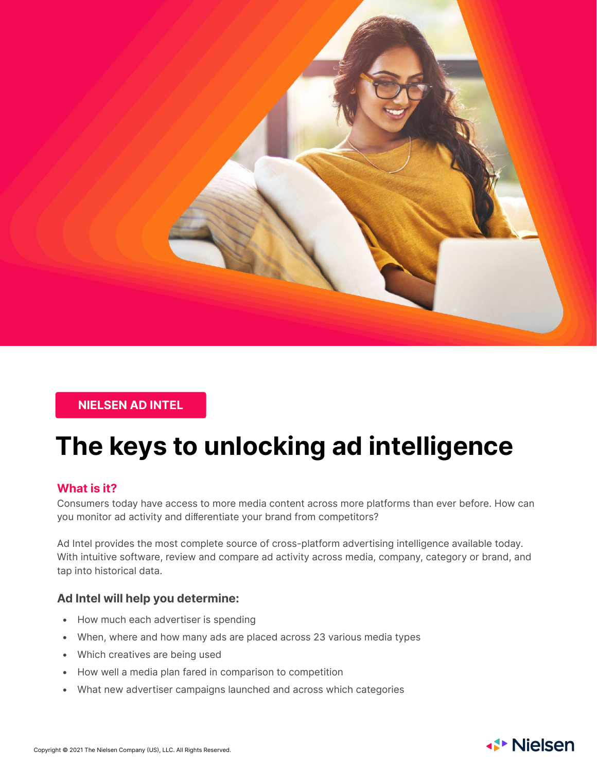NIELSEN AD INTEL

# The keys to unlocking ad intelligence

## What is it?

Consumers today have access to more media content across more platforms than ever before. How can you monitor ad activity and differentiate your brand from competitors?

Ad Intel provides the most complete source of cross-platform advertising intelligence available today. With intuitive software, review and compare ad activity across media, company, category or brand, and tap into historical data.

### Ad Intel will help you determine:

- How much each advertiser is spending
- When, where and how many ads are placed across 23 various media types
- Which creatives are being used
- How well a media plan fared in comparison to competition
- What new advertiser campaigns launched and across which categories

Copyright © 2021 The Nielsen Company (US), LLC. All Rights Reserved.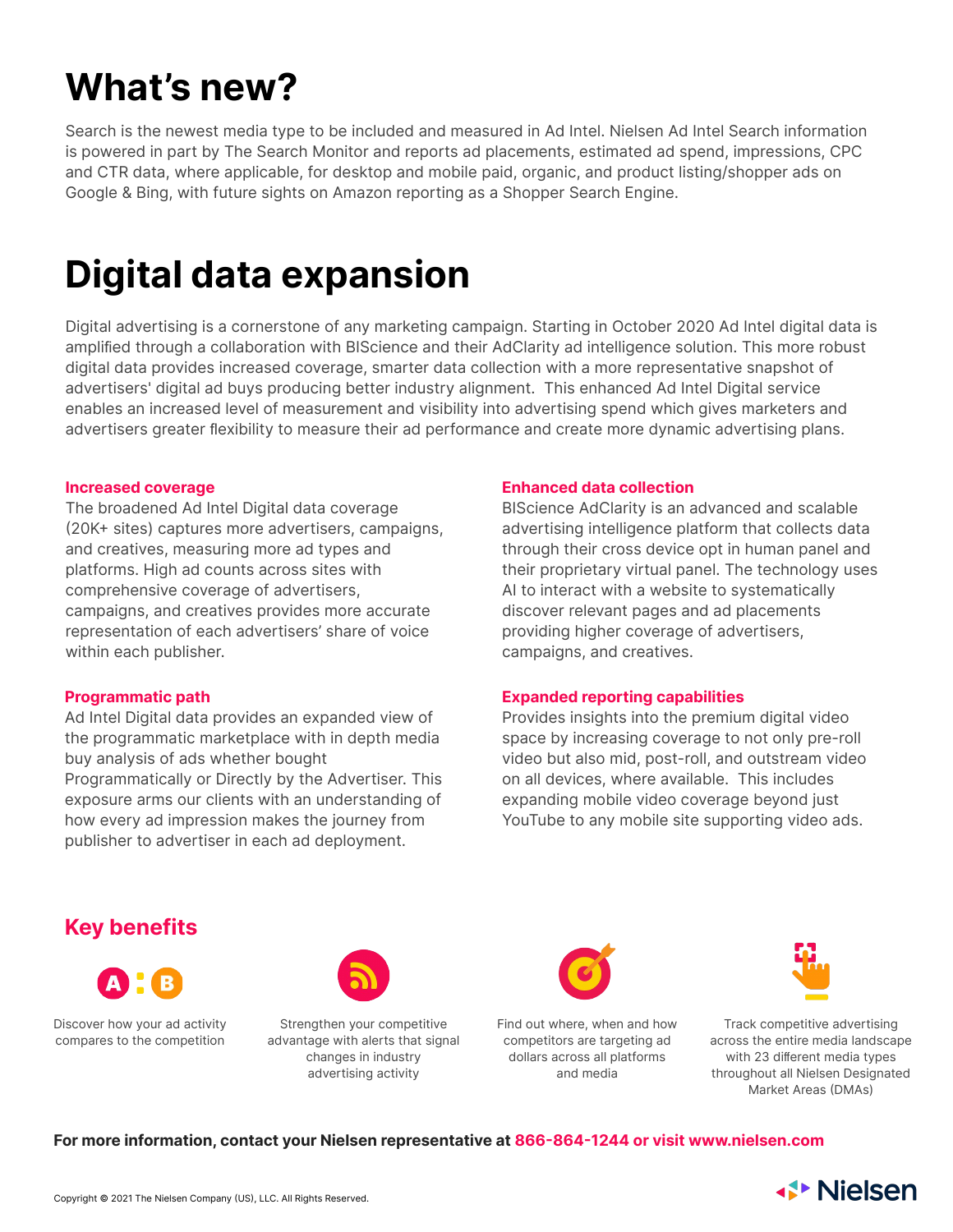# What's new?

Search is the newest media type to be included and measured in Ad Intel. Nielsen Ad Intel Search information is powered in part by The Search Monitor and reports ad placements, estimated ad spend, impressions, CPC and CTR data, where applicable, for desktop and mobile paid, organic, and product listing/shopper ads on Google & Bing, with future sights on Amazon reporting as a Shopper Search Engine.

# Digital data expansion

Digital advertising is a cornerstone of any marketing campaign. Starting in October 2020 Ad Intel digital data is amplified through a collaboration with BIScience and their AdClarity ad intelligence solution. This more robust digital data provides increased coverage, smarter data collection with a more representative snapshot of advertisers' digital ad buys producing better industry alignment. This enhanced Ad Intel Digital service enables an increased level of measurement and visibility into advertising spend which gives marketers and advertisers greater flexibility to measure their ad performance and create more dynamic advertising plans.

### Increased coverage

The broadened Ad Intel Digital data coverage (20K+ sites) captures more advertisers, campaigns, and creatives, measuring more ad types and platforms. High ad counts across sites with comprehensive coverage of advertisers, campaigns, and creatives provides more accurate representation of each advertisers' share of voice within each publisher.

### Programmatic path

Ad Intel Digital data provides an expanded view of the programmatic marketplace with in depth media buy analysis of ads whether bought Programmatically or Directly by the Advertiser. This exposure arms our clients with an understanding of how every ad impression makes the journey from publisher to advertiser in each ad deployment.

### Enhanced data collection

BIScience AdClarity is an advanced and scalable advertising intelligence platform that collects data through their cross device opt in human panel and their proprietary virtual panel. The technology uses AI to interact with a website to systematically discover relevant pages and ad placements providing higher coverage of advertisers, campaigns, and creatives.

### Expanded reporting capabilities

Provides insights into the premium digital video space by increasing coverage to not only pre-roll video but also mid, post-roll, and outstream video on all devices, where available. This includes expanding mobile video coverage beyond just YouTube to any mobile site supporting video ads.

## Key benefits

- Discover how your ad activity compares to the competition
- Strengthen your competitive advantage with alerts that signal changes in industry advertising activity
- Find out where, when and how competitors are targeting ad dollars across all platforms and media
- Track competitive advertising across the entire media landscape with 23 different media types throughout all Nielsen Designated Market Areas (DMAs)

**For more information, contact your Nielsen representative at 866-864-1244 or visit www.nielsen.com**

Copyright © 2021 The Nielsen Company (US), LLC. All Rights Reserved.

Nielsen